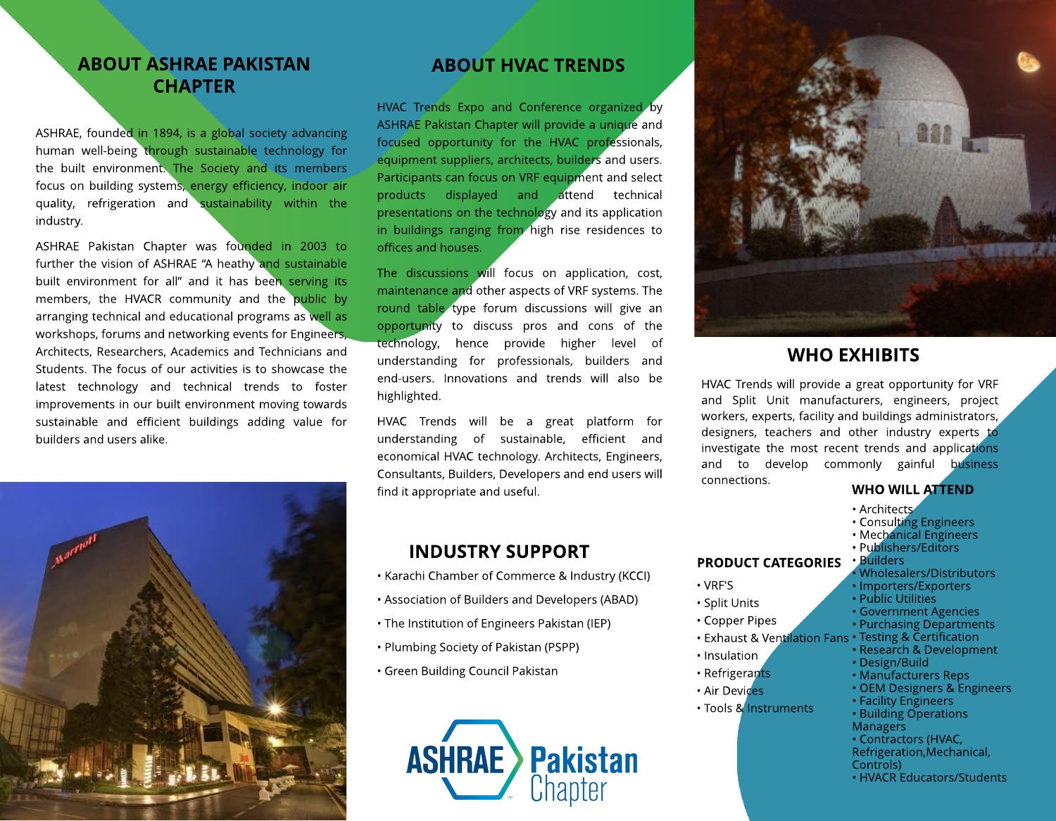## ABOUT ASHRAE PAKISTAN CHAPTER

ASHRAE, founded in 1894, is a global society advancing human well-being through sustainable technology for the built environment. The Society and its members focus on building systems, energy efficiency, indoor air quality, refrigeration and sustainability within the industry.

ASHRAE Pakistan Chapter was founded in 2003 to further the vision of ASHRAE "A heathy and sustainable built environment for all" and it has been serving its members, the HVACR community and the public by arranging technical and educational programs as well as workshops, forums and networking events for Engineers, Architects, Researchers, Academics and Technicians and Students. The focus of our activities is to showcase the latest technology and technical trends to foster improvements in our built environment moving towards sustainable and efficient buildings adding value for builders and users alike.

## ABOUT HVAC TRENDS

HVAC Trends Expo and Conference organized by ASHRAE Pakistan Chapter will provide a unique and focused opportunity for the HVAC professionals, equipment suppliers, architects, builders and users. Participants can focus on VRF equipment and select products displayed and attend technical presentations on the technology and its application in buildings ranging from high rise residences to offices and houses.

The discussions will focus on application, cost, maintenance and other aspects of VRF systems. The round table type forum discussions will give an opportunity to discuss pros and cons of the technology, hence provide higher level of understanding for professionals, builders and end-users. Innovations and trends will also be highlighted.

HVAC Trends will be a great platform for understanding of sustainable, efficient and economical HVAC technology. Architects, Engineers, Consultants, Builders, Developers and end users will find it appropriate and useful.

## INDUSTRY SUPPORT

- Karachi Chamber of Commerce & Industry (KCCI)
- Association of Builders and Developers (ABAD)
- The Institution of Engineers Pakistan (IEP)
- Plumbing Society of Pakistan (PSPP)
- Green Building Council Pakistan

ASHRAE Pakistan Chapter

## WHO EXHIBITS

HVAC Trends will provide a great opportunity for VRF and Split Unit manufacturers, engineers, project workers, experts, facility and buildings administrators, designers, teachers and other industry experts to investigate the most recent trends and applications and to develop commonly gainful business connections.

### PRODUCT CATEGORIES

- VRF'S
- Split Units
- Copper Pipes
- Exhaust & Ventilation Fans
- Insulation
- Refrigerants
- Air Devices
- Tools & Instruments

### WHO WILL ATTEND

- Architects
- Consulting Engineers
- Mechanical Engineers
- Publishers/Editors
- Builders
- Wholesalers/Distributors
- Importers/Exporters
- Public Utilities
- Government Agencies
- Purchasing Departments
- Testing & Certification
- Research & Development
- Design/Build
- Manufacturers Reps
- OEM Designers & Engineers
- Facility Engineers
- Building Operations Managers
- Contractors (HVAC, Refrigeration,Mechanical, Controls)
- HVACR Educators/Students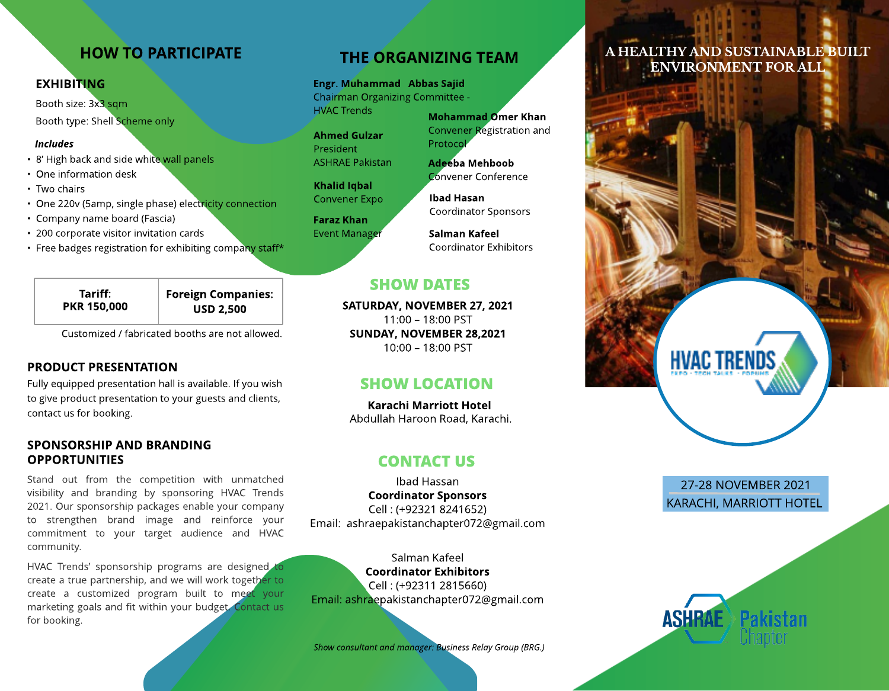## HOW TO PARTICIPATE

### EXHIBITING

Booth size: 3x3 sqm

Booth type: Shell Scheme only

***Includes***

- 8' High back and side white wall panels
- One information desk
- Two chairs
- One 220v (5amp, single phase) electricity connection
- Company name board (Fascia)
- 200 corporate visitor invitation cards
- Free badges registration for exhibiting company staff*

| Tariff: PKR 150,000 | Foreign Companies: USD 2,500 |
|---|---|

Customized / fabricated booths are not allowed.

### PRODUCT PRESENTATION

Fully equipped presentation hall is available. If you wish to give product presentation to your guests and clients, contact us for booking.

### SPONSORSHIP AND BRANDING OPPORTUNITIES

Stand out from the competition with unmatched visibility and branding by sponsoring HVAC Trends 2021. Our sponsorship packages enable your company to strengthen brand image and reinforce your commitment to your target audience and HVAC community.

HVAC Trends' sponsorship programs are designed to create a true partnership, and we will work together to create a customized program built to meet your marketing goals and fit within your budget. Contact us for booking.

## THE ORGANIZING TEAM

**Engr. Muhammad Abbas Sajid**
Chairman Organizing Committee - HVAC Trends

**Ahmed Gulzar**
President
ASHRAE Pakistan

**Khalid Iqbal**
Convener Expo

**Faraz Khan**
Event Manager

**Mohammad Omer Khan**
Convener Registration and Protocol

**Adeeba Mehboob**
Convener Conference

**Ibad Hasan**
Coordinator Sponsors

**Salman Kafeel**
Coordinator Exhibitors

## SHOW DATES

**SATURDAY, NOVEMBER 27, 2021**
11:00 – 18:00 PST
**SUNDAY, NOVEMBER 28,2021**
10:00 – 18:00 PST

## SHOW LOCATION

**Karachi Marriott Hotel**
Abdullah Haroon Road, Karachi.

## CONTACT US

Ibad Hassan
**Coordinator Sponsors**
Cell : (+92321 8241652)
Email: ashraepakistanchapter072@gmail.com

Salman Kafeel
**Coordinator Exhibitors**
Cell : (+92311 2815660)
Email: ashraepakistanchapter072@gmail.com

*Show consultant and manager: Business Relay Group (BRG.)*

## A HEALTHY AND SUSTAINABLE BUILT ENVIRONMENT FOR ALL

HVAC TRENDS
EXPO · TECH TALKS · FORUMS

27-28 NOVEMBER 2021
KARACHI, MARRIOTT HOTEL

ASHRAE Pakistan Chapter